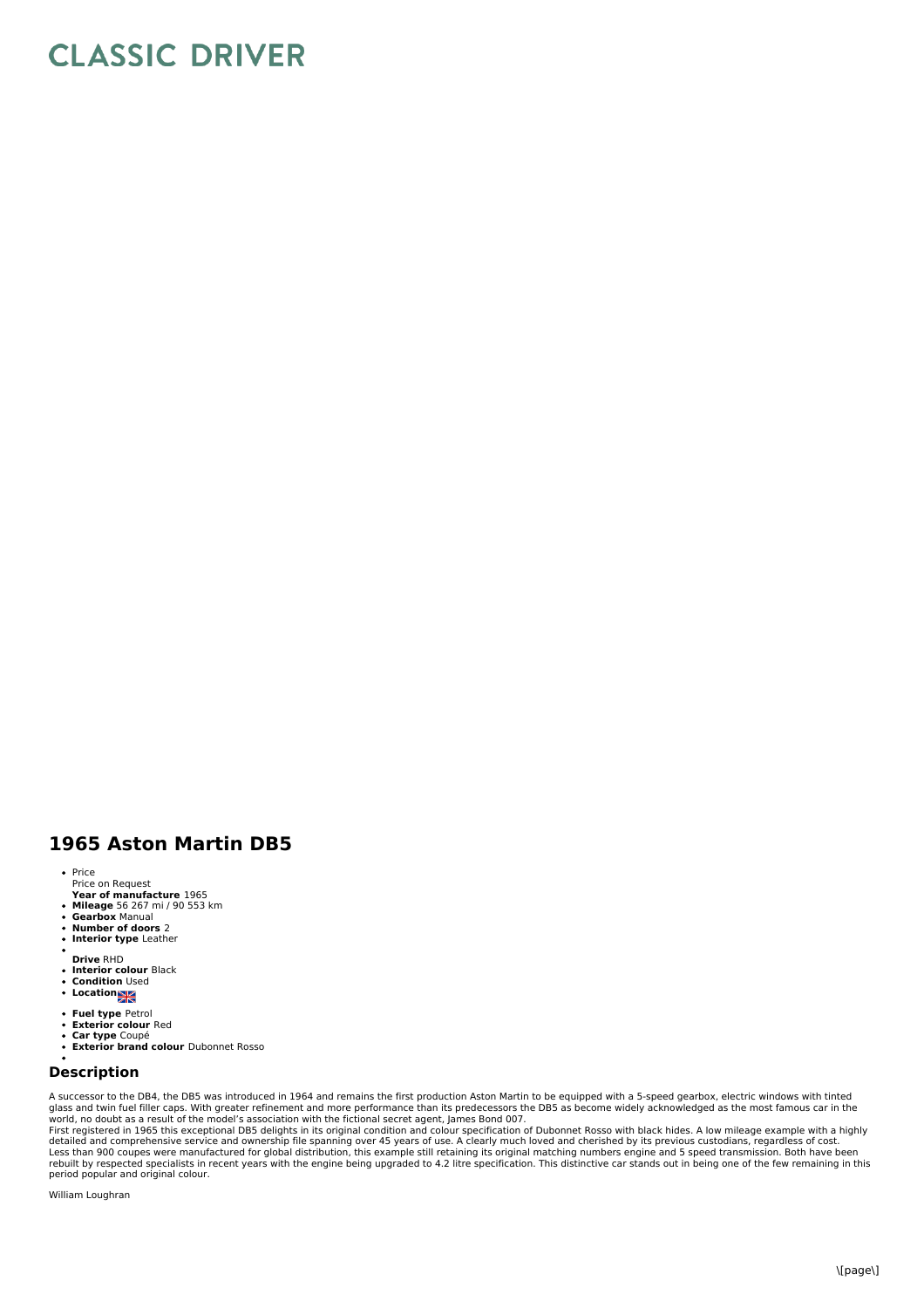# CLASSIC DRIVER

## 1965 Aston Martin DB5

- Price
  Price on Request
- **Year of manufacture** 1965
- **Mileage** 56 267 mi / 90 553 km
- **Gearbox** Manual
- **Number of doors** 2
- **Interior type** Leather
- **Drive** RHD
- **Interior colour** Black
- **Condition** Used
- **Location**
- **Fuel type** Petrol
- **Exterior colour** Red
- **Car type** Coupé
- **Exterior brand colour** Dubonnet Rosso

## Description

A successor to the DB4, the DB5 was introduced in 1964 and remains the first production Aston Martin to be equipped with a 5-speed gearbox, electric windows with tinted glass and twin fuel filler caps. With greater refinement and more performance than its predecessors the DB5 as become widely acknowledged as the most famous car in the world, no doubt as a result of the model's association with the fictional secret agent, James Bond 007.
First registered in 1965 this exceptional DB5 delights in its original condition and colour specification of Dubonnet Rosso with black hides. A low mileage example with a highly detailed and comprehensive service and ownership file spanning over 45 years of use. A clearly much loved and cherished by its previous custodians, regardless of cost.
Less than 900 coupes were manufactured for global distribution, this example still retaining its original matching numbers engine and 5 speed transmission. Both have been rebuilt by respected specialists in recent years with the engine being upgraded to 4.2 litre specification. This distinctive car stands out in being one of the few remaining in this period popular and original colour.

William Loughran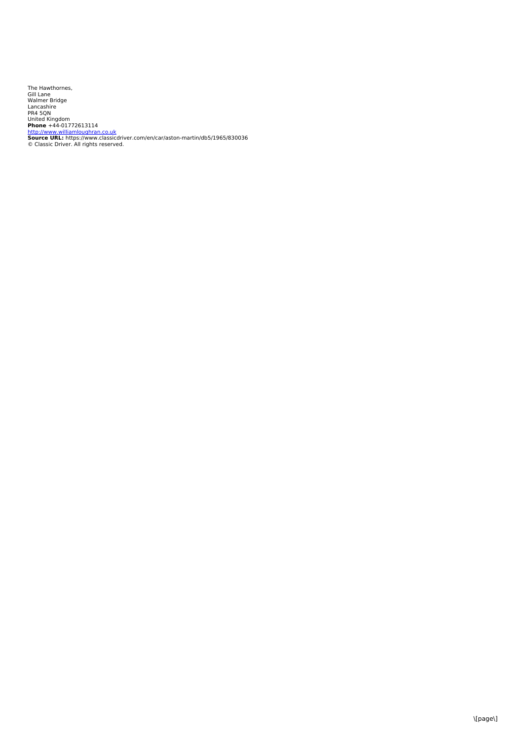The Hawthornes,  
Gill Lane  
Walmer Bridge  
Lancashire  
PR4 5QN  
United Kingdom  
**Phone** +44-01772613114  
[http://www.williamloughran.co.uk](http://www.williamloughran.co.uk)  
**Source URL:** https://www.classicdriver.com/en/car/aston-martin/db5/1965/830036  
© Classic Driver. All rights reserved.